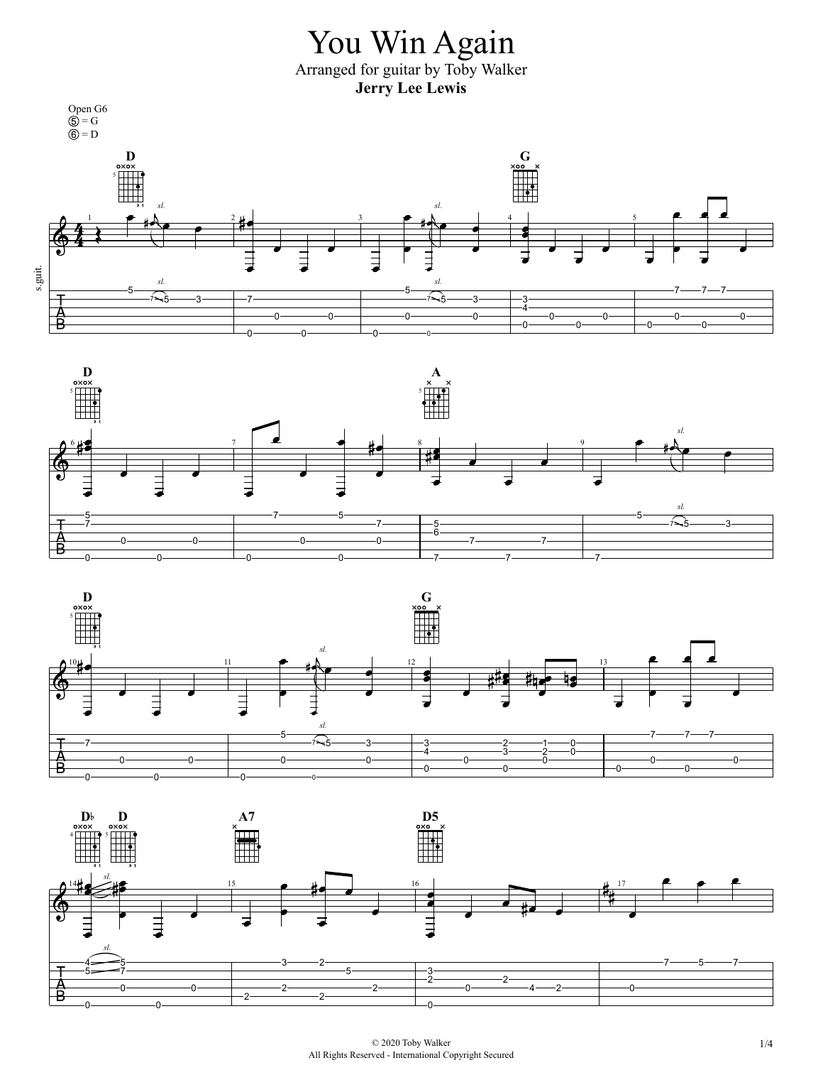# You Win Again

Arranged for guitar by Toby Walker

**Jerry Lee Lewis**

Open G6
⑤ = G
⑥ = D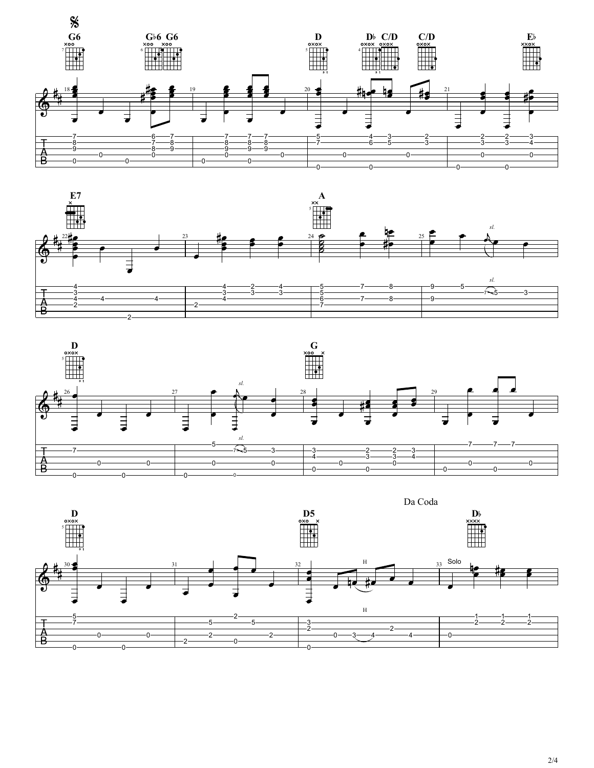𝄋

G6 G♭6 G6 D D♭ C/D C/D E♭

E7 A

D G

D D5 Da Coda D♭

Solo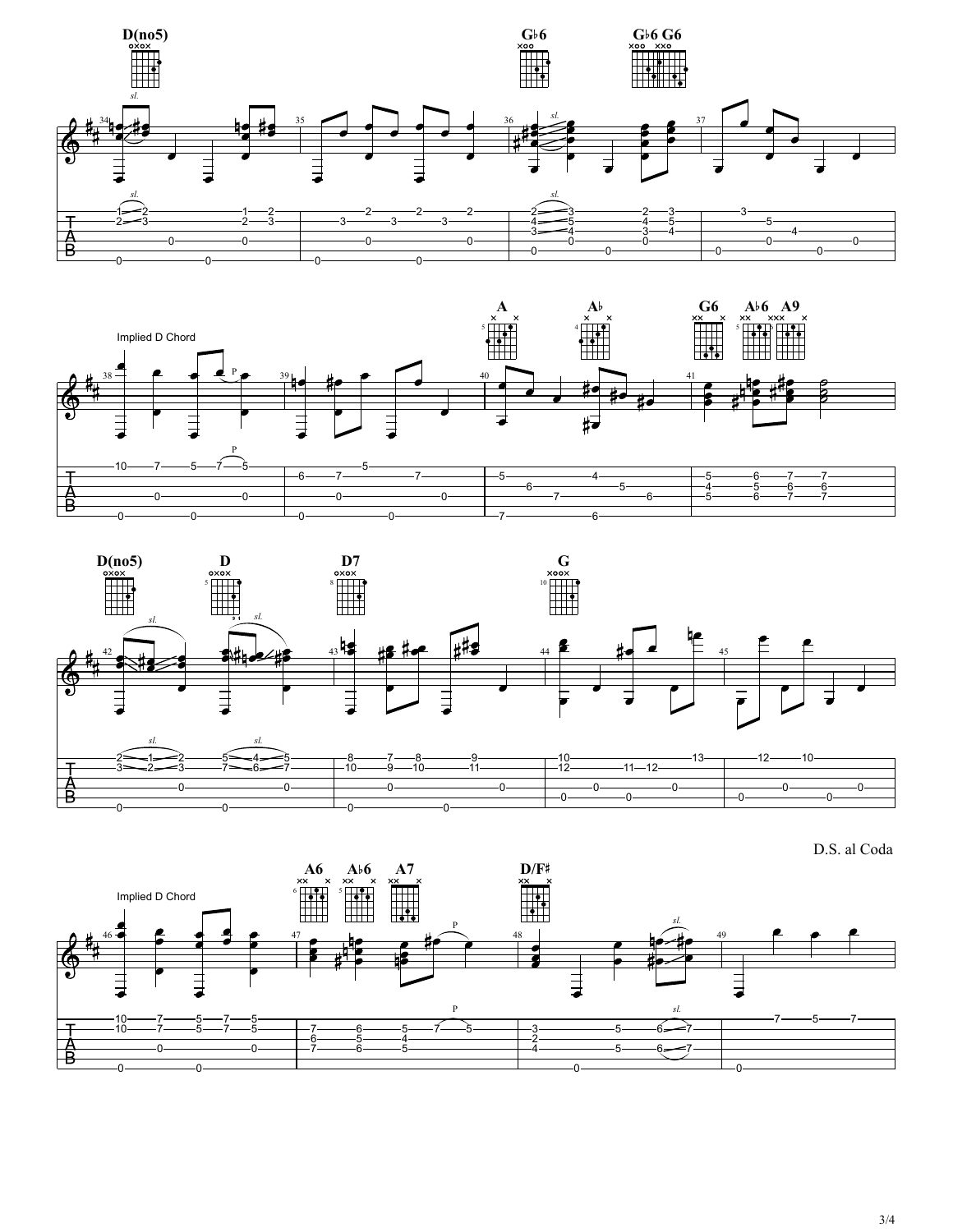D(no5) G♭6 G♭6 G6

Implied D Chord

A A♭ G6 A♭6 A9

D(no5) D D7 G

D.S. al Coda

Implied D Chord

A6 A♭6 A7 D/F♯